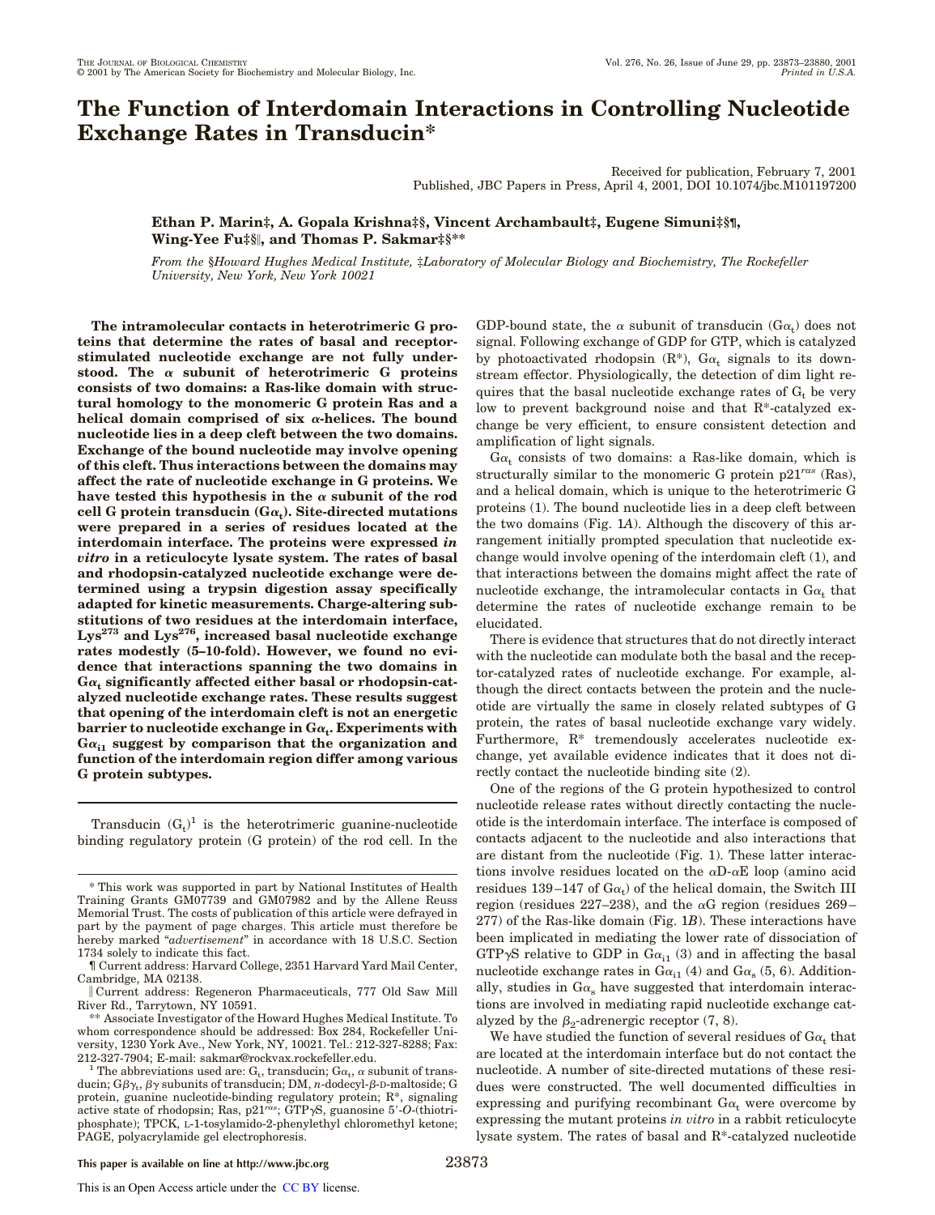# The Function of Interdomain Interactions in Controlling Nucleotide Exchange Rates in Transducin*

Received for publication, February 7, 2001
Published, JBC Papers in Press, April 4, 2001, DOI 10.1074/jbc.M101197200

**Ethan P. Marin‡§, A. Gopala Krishna‡§, Vincent Archambault‡, Eugene Simuni‡§¶, Wing-Yee Fu‡§‖, and Thomas P. Sakmar‡§****

*From the §Howard Hughes Medical Institute, ‡Laboratory of Molecular Biology and Biochemistry, The Rockefeller University, New York, New York 10021*

**The intramolecular contacts in heterotrimeric G proteins that determine the rates of basal and receptor-stimulated nucleotide exchange are not fully understood. The α subunit of heterotrimeric G proteins consists of two domains: a Ras-like domain with structural homology to the monomeric G protein Ras and a helical domain comprised of six α-helices. The bound nucleotide lies in a deep cleft between the two domains. Exchange of the bound nucleotide may involve opening of this cleft. Thus interactions between the domains may affect the rate of nucleotide exchange in G proteins. We have tested this hypothesis in the α subunit of the rod cell G protein transducin ($G\alpha_t$). Site-directed mutations were prepared in a series of residues located at the interdomain interface. The proteins were expressed *in vitro* in a reticulocyte lysate system. The rates of basal and rhodopsin-catalyzed nucleotide exchange were determined using a trypsin digestion assay specifically adapted for kinetic measurements. Charge-altering substitutions of two residues at the interdomain interface, $Lys^{273}$ and $Lys^{276}$, increased basal nucleotide exchange rates modestly (5–10-fold). However, we found no evidence that interactions spanning the two domains in $G\alpha_t$ significantly affected either basal or rhodopsin-catalyzed nucleotide exchange rates. These results suggest that opening of the interdomain cleft is not an energetic barrier to nucleotide exchange in $G\alpha_t$. Experiments with $G\alpha_{i1}$ suggest by comparison that the organization and function of the interdomain region differ among various G protein subtypes.**

Transducin ($G_t$)[1] is the heterotrimeric guanine-nucleotide binding regulatory protein (G protein) of the rod cell. In the GDP-bound state, the α subunit of transducin ($G\alpha_t$) does not signal. Following exchange of GDP for GTP, which is catalyzed by photoactivated rhodopsin (R*), $G\alpha_t$ signals to its downstream effector. Physiologically, the detection of dim light requires that the basal nucleotide exchange rates of $G_t$ be very low to prevent background noise and that R*-catalyzed exchange be very efficient, to ensure consistent detection and amplification of light signals.

$G\alpha_t$ consists of two domains: a Ras-like domain, which is structurally similar to the monomeric G protein $p21^{ras}$ (Ras), and a helical domain, which is unique to the heterotrimeric G proteins (1). The bound nucleotide lies in a deep cleft between the two domains (Fig. 1*A*). Although the discovery of this arrangement initially prompted speculation that nucleotide exchange would involve opening of the interdomain cleft (1), and that interactions between the domains might affect the rate of nucleotide exchange, the intramolecular contacts in $G\alpha_t$ that determine the rates of nucleotide exchange remain to be elucidated.

There is evidence that structures that do not directly interact with the nucleotide can modulate both the basal and the receptor-catalyzed rates of nucleotide exchange. For example, although the direct contacts between the protein and the nucleotide are virtually the same in closely related subtypes of G protein, the rates of basal nucleotide exchange vary widely. Furthermore, R* tremendously accelerates nucleotide exchange, yet available evidence indicates that it does not directly contact the nucleotide binding site (2).

One of the regions of the G protein hypothesized to control nucleotide release rates without directly contacting the nucleotide is the interdomain interface. The interface is composed of contacts adjacent to the nucleotide and also interactions that are distant from the nucleotide (Fig. 1). These latter interactions involve residues located on the αD-αE loop (amino acid residues 139–147 of $G\alpha_t$) of the helical domain, the Switch III region (residues 227–238), and the αG region (residues 269–277) of the Ras-like domain (Fig. 1*B*). These interactions have been implicated in mediating the lower rate of dissociation of GTPγS relative to GDP in $G\alpha_{i1}$ (3) and in affecting the basal nucleotide exchange rates in $G\alpha_{i1}$ (4) and $G\alpha_s$ (5, 6). Additionally, studies in $G\alpha_s$ have suggested that interdomain interactions are involved in mediating rapid nucleotide exchange catalyzed by the $\beta_2$-adrenergic receptor (7, 8).

We have studied the function of several residues of $G\alpha_t$ that are located at the interdomain interface but do not contact the nucleotide. A number of site-directed mutations of these residues were constructed. The well documented difficulties in expressing and purifying recombinant $G\alpha_t$ were overcome by expressing the mutant proteins *in vitro* in a rabbit reticulocyte lysate system. The rates of basal and R*-catalyzed nucleotide

---

\* This work was supported in part by National Institutes of Health Training Grants GM07739 and GM07982 and by the Allene Reuss Memorial Trust. The costs of publication of this article were defrayed in part by the payment of page charges. This article must therefore be hereby marked "*advertisement*" in accordance with 18 U.S.C. Section 1734 solely to indicate this fact.

¶ Current address: Harvard College, 2351 Harvard Yard Mail Center, Cambridge, MA 02138.

‖ Current address: Regeneron Pharmaceuticals, 777 Old Saw Mill River Rd., Tarrytown, NY 10591.

** Associate Investigator of the Howard Hughes Medical Institute. To whom correspondence should be addressed: Box 284, Rockefeller University, 1230 York Ave., New York, NY, 10021. Tel.: 212-327-8288; Fax: 212-327-7904; E-mail: sakmar@rockvax.rockefeller.edu.

[1] The abbreviations used are: $G_t$, transducin; $G\alpha_t$, α subunit of transducin; $G\beta\gamma_t$, βγ subunits of transducin; DM, *n*-dodecyl-β-D-maltoside; G protein, guanine nucleotide-binding regulatory protein; R*, signaling active state of rhodopsin; Ras, $p21^{ras}$; GTPγS, guanosine 5′-*O*-(thiotriphosphate); TPCK, L-1-tosylamido-2-phenylethyl chloromethyl ketone; PAGE, polyacrylamide gel electrophoresis.

This paper is available on line at http://www.jbc.org

This is an Open Access article under the CC BY license.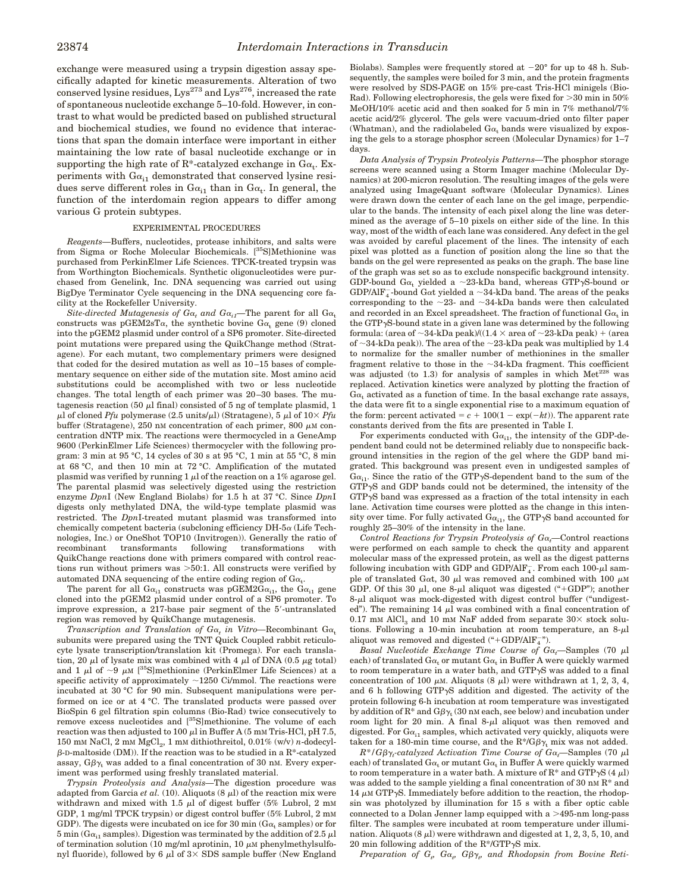exchange were measured using a trypsin digestion assay specifically adapted for kinetic measurements. Alteration of two conserved lysine residues, $Lys^{273}$ and $Lys^{276}$, increased the rate of spontaneous nucleotide exchange 5–10-fold. However, in contrast to what would be predicted based on published structural and biochemical studies, we found no evidence that interactions that span the domain interface were important in either maintaining the low rate of basal nucleotide exchange or in supporting the high rate of R*-catalyzed exchange in $G\alpha_t$. Experiments with $G\alpha_{i1}$ demonstrated that conserved lysine residues serve different roles in $G\alpha_{i1}$ than in $G\alpha_t$. In general, the function of the interdomain region appears to differ among various G protein subtypes.

## EXPERIMENTAL PROCEDURES

*Reagents*—Buffers, nucleotides, protease inhibitors, and salts were from Sigma or Roche Molecular Biochemicals. [$^{35}$S]Methionine was purchased from PerkinElmer Life Sciences. TPCK-treated trypsin was from Worthington Biochemicals. Synthetic oligonucleotides were purchased from Genelink, Inc. DNA sequencing was carried out using BigDye Terminator Cycle sequencing in the DNA sequencing core facility at the Rockefeller University.

*Site-directed Mutagenesis of $G\alpha_t$ and $G\alpha_{i1}$*—The parent for all $G\alpha_t$ constructs was pGEM2sTα, the synthetic bovine $G\alpha_t$ gene (9) cloned into the pGEM2 plasmid under control of a SP6 promoter. Site-directed point mutations were prepared using the QuikChange method (Stratagene). For each mutant, two complementary primers were designed that coded for the desired mutation as well as 10–15 bases of complementary sequence on either side of the mutation site. Most amino acid substitutions could be accomplished with two or less nucleotide changes. The total length of each primer was 20–30 bases. The mutagenesis reaction (50 µl final) consisted of 5 ng of template plasmid, 1 µl of cloned *Pfu* polymerase (2.5 units/µl) (Stratagene), 5 µl of 10× *Pfu* buffer (Stratagene), 250 nM concentration of each primer, 800 µM concentration dNTP mix. The reactions were thermocycled in a GeneAmp 9600 (PerkinElmer Life Sciences) thermocycler with the following program: 3 min at 95 °C, 14 cycles of 30 s at 95 °C, 1 min at 55 °C, 8 min at 68 °C, and then 10 min at 72 °C. Amplification of the mutated plasmid was verified by running 1 µl of the reaction on a 1% agarose gel. The parental plasmid was selectively digested using the restriction enzyme *Dpn*I (New England Biolabs) for 1.5 h at 37 °C. Since *Dpn*I digests only methylated DNA, the wild-type template plasmid was restricted. The *Dpn*I-treated mutant plasmid was transformed into chemically competent bacteria (subcloning efficiency DH-5α (Life Technologies, Inc.) or OneShot TOP10 (Invitrogen)). Generally the ratio of recombinant transformants following transformations with QuikChange reactions done with primers compared with control reactions run without primers was >50:1. All constructs were verified by automated DNA sequencing of the entire coding region of $G\alpha_t$.

The parent for all $G\alpha_{i1}$ constructs was pGEM2$G\alpha_{i1}$, the $G\alpha_{i1}$ gene cloned into the pGEM2 plasmid under control of a SP6 promoter. To improve expression, a 217-base pair segment of the 5′-untranslated region was removed by QuikChange mutagenesis.

*Transcription and Translation of $G\alpha_t$ in Vitro*—Recombinant $G\alpha_t$ subunits were prepared using the TNT Quick Coupled rabbit reticulocyte lysate transcription/translation kit (Promega). For each translation, 20 µl of lysate mix was combined with 4 µl of DNA (0.5 µg total) and 1 µl of ~9 µM [$^{35}$S]methionine (PerkinElmer Life Sciences) at a specific activity of approximately ~1250 Ci/mmol. The reactions were incubated at 30 °C for 90 min. Subsequent manipulations were performed on ice or at 4 °C. The translated products were passed over BioSpin 6 gel filtration spin columns (Bio-Rad) twice consecutively to remove excess nucleotides and [$^{35}$S]methionine. The volume of each reaction was then adjusted to 100 µl in Buffer A (5 mM Tris-HCl, pH 7.5, 150 mM NaCl, 2 mM $MgCl_2$, 1 mM dithiothreitol, 0.01% (w/v) *n*-dodecyl-β-D-maltoside (DM)). If the reaction was to be studied in a R*-catalyzed assay, $G\beta\gamma_t$ was added to a final concentration of 30 nM. Every experiment was performed using freshly translated material.

*Trypsin Proteolysis and Analysis*—The digestion procedure was adapted from Garcia *et al.* (10). Aliquots (8 µl) of the reaction mix were withdrawn and mixed with 1.5 µl of digest buffer (5% Lubrol, 2 mM GDP, 1 mg/ml TPCK trypsin) or digest control buffer (5% Lubrol, 2 mM GDP). The digests were incubated on ice for 30 min ($G\alpha_t$ samples) or for 5 min ($G\alpha_{i1}$ samples). Digestion was terminated by the addition of 2.5 µl of termination solution (10 mg/ml aprotinin, 10 µM phenylmethylsulfonyl fluoride), followed by 6 µl of 3× SDS sample buffer (New England Biolabs). Samples were frequently stored at −20° for up to 48 h. Subsequently, the samples were boiled for 3 min, and the protein fragments were resolved by SDS-PAGE on 15% pre-cast Tris-HCl minigels (Bio-Rad). Following electrophoresis, the gels were fixed for >30 min in 50% MeOH/10% acetic acid and then soaked for 5 min in 7% methanol/7% acetic acid/2% glycerol. The gels were vacuum-dried onto filter paper (Whatman), and the radiolabeled $G\alpha_t$ bands were visualized by exposing the gels to a storage phosphor screen (Molecular Dynamics) for 1–7 days.

*Data Analysis of Trypsin Proteolyis Patterns*—The phosphor storage screens were scanned using a Storm Imager machine (Molecular Dynamics) at 200-micron resolution. The resulting images of the gels were analyzed using ImageQuant software (Molecular Dynamics). Lines were drawn down the center of each lane on the gel image, perpendicular to the bands. The intensity of each pixel along the line was determined as the average of 5–10 pixels on either side of the line. In this way, most of the width of each lane was considered. Any defect in the gel was avoided by careful placement of the lines. The intensity of each pixel was plotted as a function of position along the line so that the bands on the gel were represented as peaks on the graph. The base line of the graph was set so as to exclude nonspecific background intensity. GDP-bound $G\alpha_t$ yielded a ~23-kDa band, whereas GTPγS-bound or GDP/$AlF_4^-$-bound Gαt yielded a ~34-kDa band. The areas of the peaks corresponding to the ~23- and ~34-kDa bands were then calculated and recorded in an Excel spreadsheet. The fraction of functional $G\alpha_t$ in the GTPγS-bound state in a given lane was determined by the following formula: (area of ~34-kDa peak)/((1.4 × area of ~23-kDa peak) + (area of ~34-kDa peak)). The area of the ~23-kDa peak was multiplied by 1.4 to normalize for the smaller number of methionines in the smaller fragment relative to those in the ~34-kDa fragment. This coefficient was adjusted (to 1.3) for analysis of samples in which $Met^{228}$ was replaced. Activation kinetics were analyzed by plotting the fraction of $G\alpha_t$ activated as a function of time. In the basal exchange rate assays, the data were fit to a single exponential rise to a maximum equation of the form: percent activated $= c + 100(1 - \exp(-kt))$. The apparent rate constants derived from the fits are presented in Table I.

For experiments conducted with $G\alpha_{i1}$, the intensity of the GDP-dependent band could not be determined reliably due to nonspecific background intensities in the region of the gel where the GDP band migrated. This background was present even in undigested samples of $G\alpha_{i1}$. Since the ratio of the GTPγS-dependent band to the sum of the GTPγS and GDP bands could not be determined, the intensity of the GTPγS band was expressed as a fraction of the total intensity in each lane. Activation time courses were plotted as the change in this intensity over time. For fully activated $G\alpha_{i1}$, the GTPγS band accounted for roughly 25–30% of the intensity in the lane.

*Control Reactions for Trypsin Proteolysis of $G\alpha_t$*—Control reactions were performed on each sample to check the quantity and apparent molecular mass of the expressed protein, as well as the digest patterns following incubation with GDP and GDP/$AlF_4^-$. From each 100-µl sample of translated Gαt, 30 µl was removed and combined with 100 µM GDP. Of this 30 µl, one 8-µl aliquot was digested ("+GDP"); another 8-µl aliquot was mock-digested with digest control buffer ("undigested"). The remaining 14 µl was combined with a final concentration of 0.17 mM $AlCl_3$ and 10 mM NaF added from separate 30× stock solutions. Following a 10-min incubation at room temperature, an 8-µl aliquot was removed and digested ("+GDP/$AlF_4^-$").

*Basal Nucleotide Exchange Time Course of $G\alpha_t$*—Samples (70 µl each) of translated $G\alpha_t$ or mutant $G\alpha_t$ in Buffer A were quickly warmed to room temperature in a water bath, and GTPγS was added to a final concentration of 100 µM. Aliquots (8 µl) were withdrawn at 1, 2, 3, 4, and 6 h following GTPγS addition and digested. The activity of the protein following 6-h incubation at room temperature was investigated by addition of R* and $G\beta\gamma_t$ (30 nM each, see below) and incubation under room light for 20 min. A final 8-µl aliquot was then removed and digested. For $G\alpha_{i1}$ samples, which activated very quickly, aliquots were taken for a 180-min time course, and the R*/$G\beta\gamma_t$ mix was not added.

*R*/$G\beta\gamma_t$-catalyzed Activation Time Course of $G\alpha_t$*—Samples (70 µl each) of translated $G\alpha_t$ or mutant $G\alpha_t$ in Buffer A were quickly warmed to room temperature in a water bath. A mixture of R* and GTPγS (4 µl) was added to the sample yielding a final concentration of 30 nM R* and 14 µM GTPγS. Immediately before addition to the reaction, the rhodopsin was photolyzed by illumination for 15 s with a fiber optic cable connected to a Dolan Jenner lamp equipped with a >495-nm long-pass filter. The samples were incubated at room temperature under illumination. Aliquots (8 µl) were withdrawn and digested at 1, 2, 3, 5, 10, and 20 min following addition of the R*/GTPγS mix.

*Preparation of $G_t$, $G\alpha_t$, $G\beta\gamma_t$, and Rhodopsin from Bovine Reti-*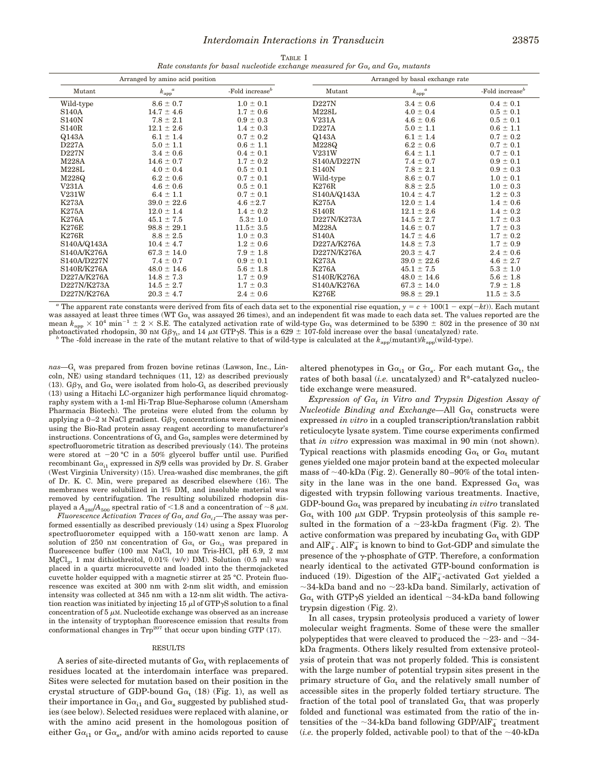TABLE I

*Rate constants for basal nucleotide exchange measured for $G\alpha_t$ and $G\alpha_t$ mutants*

| Arranged by amino acid position | | | Arranged by basal exchange rate | | |
|---|---|---|---|---|---|
| Mutant | $k_{app}$[a] | -Fold increase[b] | Mutant | $k_{app}$[a] | -Fold increase[b] |
| Wild-type | 8.6 ± 0.7 | 1.0 ± 0.1 | D227N | 3.4 ± 0.6 | 0.4 ± 0.1 |
| S140A | 14.7 ± 4.6 | 1.7 ± 0.6 | M228L | 4.0 ± 0.4 | 0.5 ± 0.1 |
| S140N | 7.8 ± 2.1 | 0.9 ± 0.3 | V231A | 4.6 ± 0.6 | 0.5 ± 0.1 |
| S140R | 12.1 ± 2.6 | 1.4 ± 0.3 | D227A | 5.0 ± 1.1 | 0.6 ± 1.1 |
| Q143A | 6.1 ± 1.4 | 0.7 ± 0.2 | Q143A | 6.1 ± 1.4 | 0.7 ± 0.2 |
| D227A | 5.0 ± 1.1 | 0.6 ± 1.1 | M228Q | 6.2 ± 0.6 | 0.7 ± 0.1 |
| D227N | 3.4 ± 0.6 | 0.4 ± 0.1 | V231W | 6.4 ± 1.1 | 0.7 ± 0.1 |
| M228A | 14.6 ± 0.7 | 1.7 ± 0.2 | S140A/D227N | 7.4 ± 0.7 | 0.9 ± 0.1 |
| M228L | 4.0 ± 0.4 | 0.5 ± 0.1 | S140N | 7.8 ± 2.1 | 0.9 ± 0.3 |
| M228Q | 6.2 ± 0.6 | 0.7 ± 0.1 | Wild-type | 8.6 ± 0.7 | 1.0 ± 0.1 |
| V231A | 4.6 ± 0.6 | 0.5 ± 0.1 | K276R | 8.8 ± 2.5 | 1.0 ± 0.3 |
| V231W | 6.4 ± 1.1 | 0.7 ± 0.1 | S140A/Q143A | 10.4 ± 4.7 | 1.2 ± 0.3 |
| K273A | 39.0 ± 22.6 | 4.6 ± 2.7 | K275A | 12.0 ± 1.4 | 1.4 ± 0.6 |
| K275A | 12.0 ± 1.4 | 1.4 ± 0.2 | S140R | 12.1 ± 2.6 | 1.4 ± 0.2 |
| K276A | 45.1 ± 7.5 | 5.3 ± 1.0 | D227N/K273A | 14.5 ± 2.7 | 1.7 ± 0.3 |
| K276E | 98.8 ± 29.1 | 11.5 ± 3.5 | M228A | 14.6 ± 0.7 | 1.7 ± 0.3 |
| K276R | 8.8 ± 2.5 | 1.0 ± 0.3 | S140A | 14.7 ± 4.6 | 1.7 ± 0.2 |
| S140A/Q143A | 10.4 ± 4.7 | 1.2 ± 0.6 | D227A/K276A | 14.8 ± 7.3 | 1.7 ± 0.9 |
| S140A/K276A | 67.3 ± 14.0 | 7.9 ± 1.8 | D227N/K276A | 20.3 ± 4.7 | 2.4 ± 0.6 |
| S140A/D227N | 7.4 ± 0.7 | 0.9 ± 0.1 | K273A | 39.0 ± 22.6 | 4.6 ± 2.7 |
| S140R/K276A | 48.0 ± 14.6 | 5.6 ± 1.8 | K276A | 45.1 ± 7.5 | 5.3 ± 1.0 |
| D227A/K276A | 14.8 ± 7.3 | 1.7 ± 0.9 | S140R/K276A | 48.0 ± 14.6 | 5.6 ± 1.8 |
| D227N/K273A | 14.5 ± 2.7 | 1.7 ± 0.3 | S140A/K276A | 67.3 ± 14.0 | 7.9 ± 1.8 |
| D227N/K276A | 20.3 ± 4.7 | 2.4 ± 0.6 | K276E | 98.8 ± 29.1 | 11.5 ± 3.5 |

[a] The apparent rate constants were derived from fits of each data set to the exponential rise equation, $y = c + 100(1 - \exp(-kt))$. Each mutant was assayed at least three times (WT $G\alpha_t$ was assayed 26 times), and an independent fit was made to each data set. The values reported are the mean $k_{app} \times 10^4$ min$^{-1}$ ± 2 × S.E. The catalyzed activation rate of wild-type $G\alpha_t$ was determined to be 5390 ± 802 in the presence of 30 nM photoactivated rhodopsin, 30 nM $G\beta\gamma_t$, and 14 $\mu$M GTP$\gamma$S. This is a 629 ± 107-fold increase over the basal (uncatalyzed) rate.

[b] The -fold increase in the rate of the mutant relative to that of wild-type is calculated at the $k_{app}$(mutant)/$k_{app}$(wild-type).

*nas*—$G_t$ was prepared from frozen bovine retinas (Lawson, Inc., Lincoln, NE) using standard techniques (11, 12) as described previously (13). $G\beta\gamma_t$ and $G\alpha_t$ were isolated from holo-$G_t$ as described previously (13) using a Hitachi LC-organizer high performance liquid chromatography system with a 1-ml Hi-Trap Blue-Sepharose column (Amersham Pharmacia Biotech). The proteins were eluted from the column by applying a 0–2 M NaCl gradient. $G\beta\gamma_t$ concentrations were determined using the Bio-Rad protein assay reagent according to manufacturer's instructions. Concentrations of $G_t$ and $G\alpha_t$ samples were determined by spectrofluorometric titration as described previously (14). The proteins were stored at −20 °C in a 50% glycerol buffer until use. Purified recombinant $G\alpha_{i1}$ expressed in *Sf*9 cells was provided by Dr. S. Graber (West Virginia University) (15). Urea-washed disc membranes, the gift of Dr. K. C. Min, were prepared as described elsewhere (16). The membranes were solubilized in 1% DM, and insoluble material was removed by centrifugation. The resulting solubilized rhodopsin displayed a $A_{280}/A_{500}$ spectral ratio of <1.8 and a concentration of ~8 $\mu$M.

*Fluorescence Activation Traces of $G\alpha_t$ and $G\alpha_{i1}$*—The assay was performed essentially as described previously (14) using a Spex Fluorolog spectrofluorometer equipped with a 150-watt xenon arc lamp. A solution of 250 nM concentration of $G\alpha_t$ or $G\alpha_{i1}$ was prepared in fluorescence buffer (100 mM NaCl, 10 mM Tris-HCl, pH 6.9, 2 mM $MgCl_2$, 1 mM dithiothreitol, 0.01% (w/v) DM). Solution (0.5 ml) was placed in a quartz microcuvette and loaded into the thermojacketed cuvette holder equipped with a magnetic stirrer at 25 °C. Protein fluorescence was excited at 300 nm with 2-nm slit width, and emission intensity was collected at 345 nm with a 12-nm slit width. The activation reaction was initiated by injecting 15 $\mu$l of GTP$\gamma$S solution to a final concentration of 5 $\mu$M. Nucleotide exchange was observed as an increase in the intensity of tryptophan fluorescence emission that results from conformational changes in Trp[207] that occur upon binding GTP (17).

## RESULTS

A series of site-directed mutants of $G\alpha_t$ with replacements of residues located at the interdomain interface was prepared. Sites were selected for mutation based on their position in the crystal structure of GDP-bound $G\alpha_t$ (18) (Fig. 1), as well as their importance in $G\alpha_{i1}$ and $G\alpha_s$ suggested by published studies (see below). Selected residues were replaced with alanine, or with the amino acid present in the homologous position of either $G\alpha_{i1}$ or $G\alpha_s$, and/or with amino acids reported to cause altered phenotypes in $G\alpha_{i1}$ or $G\alpha_s$. For each mutant $G\alpha_t$, the rates of both basal (*i.e.* uncatalyzed) and R*-catalyzed nucleotide exchange were measured.

*Expression of $G\alpha_t$ in Vitro and Trypsin Digestion Assay of Nucleotide Binding and Exchange*—All $G\alpha_t$ constructs were expressed *in vitro* in a coupled transcription/translation rabbit reticulocyte lysate system. Time course experiments confirmed that *in vitro* expression was maximal in 90 min (not shown). Typical reactions with plasmids encoding $G\alpha_t$ or $G\alpha_t$ mutant genes yielded one major protein band at the expected molecular mass of ~40-kDa (Fig. 2). Generally 80–90% of the total intensity in the lane was in the one band. Expressed $G\alpha_t$ was digested with trypsin following various treatments. Inactive, GDP-bound $G\alpha_t$ was prepared by incubating *in vitro* translated $G\alpha_t$ with 100 $\mu$M GDP. Trypsin proteolysis of this sample resulted in the formation of a ~23-kDa fragment (Fig. 2). The active conformation was prepared by incubating $G\alpha_t$ with GDP and $AlF_4^-$. $AlF_4^-$ is known to bind to Gαt-GDP and simulate the presence of the γ-phosphate of GTP. Therefore, a conformation nearly identical to the activated GTP-bound conformation is induced (19). Digestion of the $AlF_4^-$-activated Gαt yielded a ~34-kDa band and no ~23-kDa band. Similarly, activation of $G\alpha_t$ with GTP$\gamma$S yielded an identical ~34-kDa band following trypsin digestion (Fig. 2).

In all cases, trypsin proteolysis produced a variety of lower molecular weight fragments. Some of these were the smaller polypeptides that were cleaved to produced the ~23- and ~34-kDa fragments. Others likely resulted from extensive proteolysis of protein that was not properly folded. This is consistent with the large number of potential trypsin sites present in the primary structure of $G\alpha_t$ and the relatively small number of accessible sites in the properly folded tertiary structure. The fraction of the total pool of translated $G\alpha_t$ that was properly folded and functional was estimated from the ratio of the intensities of the ~34-kDa band following GDP/$AlF_4^-$ treatment (*i.e.* the properly folded, activable pool) to that of the ~40-kDa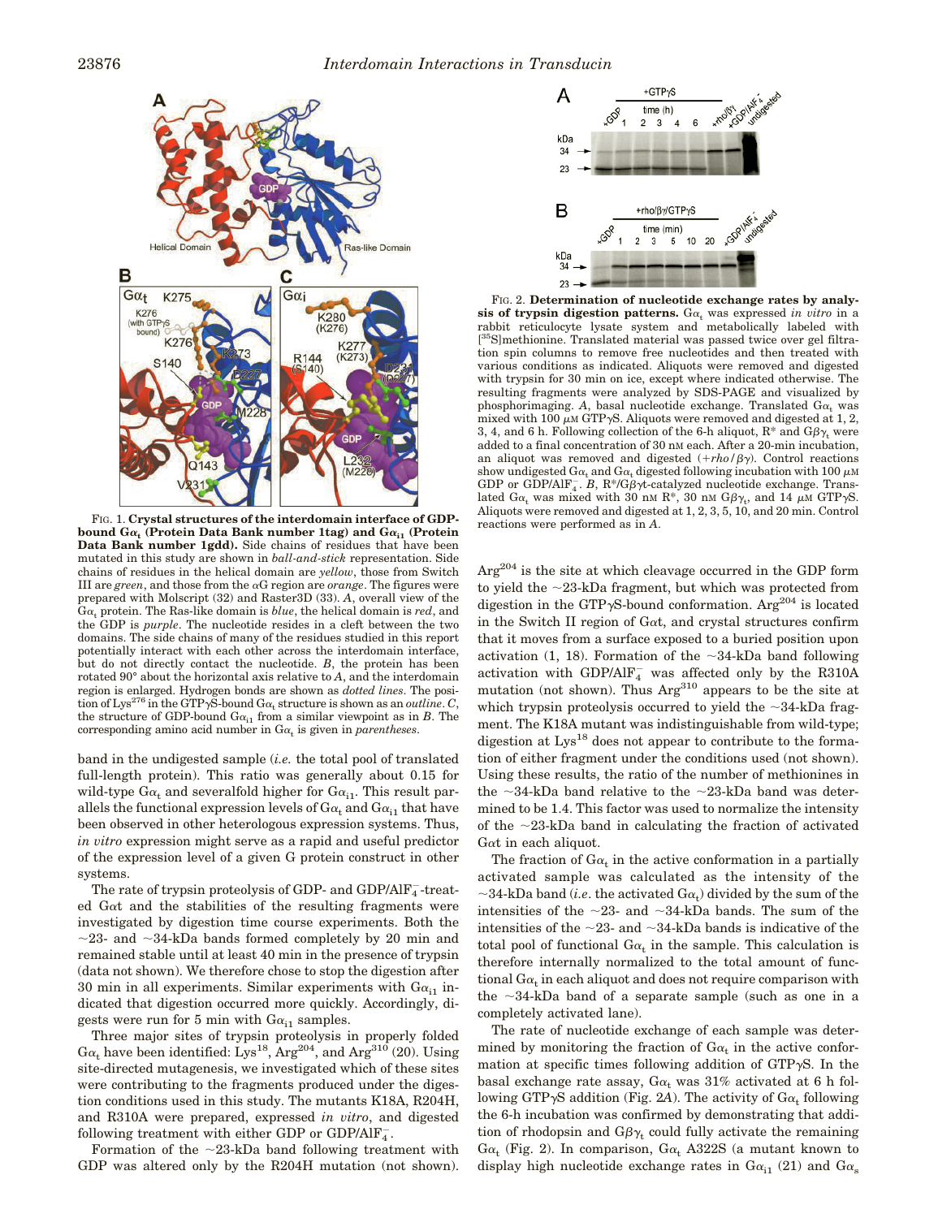FIG. 1. **Crystal structures of the interdomain interface of GDP-bound G$\alpha_t$ (Protein Data Bank number 1tag) and G$\alpha_{i1}$ (Protein Data Bank number 1gdd).** Side chains of residues that have been mutated in this study are shown in *ball-and-stick* representation. Side chains of residues in the helical domain are *yellow*, those from Switch III are *green*, and those from the αG region are *orange*. The figures were prepared with Molscript (32) and Raster3D (33). *A*, overall view of the G$\alpha_t$ protein. The Ras-like domain is *blue*, the helical domain is *red*, and the GDP is *purple*. The nucleotide resides in a cleft between the two domains. The side chains of many of the residues studied in this report potentially interact with each other across the interdomain interface, but do not directly contact the nucleotide. *B*, the protein has been rotated 90° about the horizontal axis relative to *A*, and the interdomain region is enlarged. Hydrogen bonds are shown as *dotted lines*. The position of Lys[276] in the GTPγS-bound G$\alpha_t$ structure is shown as an *outline*. *C*, the structure of GDP-bound G$\alpha_{i1}$ from a similar viewpoint as in *B*. The corresponding amino acid number in G$\alpha_t$ is given in *parentheses*.

band in the undigested sample (*i.e.* the total pool of translated full-length protein). This ratio was generally about 0.15 for wild-type G$\alpha_t$ and severalfold higher for G$\alpha_{i1}$. This result parallels the functional expression levels of G$\alpha_t$ and G$\alpha_{i1}$ that have been observed in other heterologous expression systems. Thus, *in vitro* expression might serve as a rapid and useful predictor of the expression level of a given G protein construct in other systems.

The rate of trypsin proteolysis of GDP- and GDP/AlF$_4^-$-treated Gαt and the stabilities of the resulting fragments were investigated by digestion time course experiments. Both the ~23- and ~34-kDa bands formed completely by 20 min and remained stable until at least 40 min in the presence of trypsin (data not shown). We therefore chose to stop the digestion after 30 min in all experiments. Similar experiments with G$\alpha_{i1}$ indicated that digestion occurred more quickly. Accordingly, digests were run for 5 min with G$\alpha_{i1}$ samples.

Three major sites of trypsin proteolysis in properly folded G$\alpha_t$ have been identified: Lys[18], Arg[204], and Arg[310] (20). Using site-directed mutagenesis, we investigated which of these sites were contributing to the fragments produced under the digestion conditions used in this study. The mutants K18A, R204H, and R310A were prepared, expressed *in vitro*, and digested following treatment with either GDP or GDP/AlF$_4^-$.

Formation of the ~23-kDa band following treatment with GDP was altered only by the R204H mutation (not shown).

FIG. 2. **Determination of nucleotide exchange rates by analysis of trypsin digestion patterns.** G$\alpha_t$ was expressed *in vitro* in a rabbit reticulocyte lysate system and metabolically labeled with [$^{35}$S]methionine. Translated material was passed twice over gel filtration spin columns to remove free nucleotides and then treated with various conditions as indicated. Aliquots were removed and digested with trypsin for 30 min on ice, except where indicated otherwise. The resulting fragments were analyzed by SDS-PAGE and visualized by phosphorimaging. *A*, basal nucleotide exchange. Translated G$\alpha_t$ was mixed with 100 μM GTPγS. Aliquots were removed and digested at 1, 2, 3, 4, and 6 h. Following collection of the 6-h aliquot, R* and Gβγ$_t$ were added to a final concentration of 30 nM each. After a 20-min incubation, an aliquot was removed and digested (*+rho/βγ*). Control reactions show undigested G$\alpha_t$ and G$\alpha_t$ digested following incubation with 100 μM GDP or GDP/AlF$_4^-$. *B*, R*/Gβγt-catalyzed nucleotide exchange. Translated G$\alpha_t$ was mixed with 30 nM R*, 30 nM Gβγ$_t$, and 14 μM GTPγS. Aliquots were removed and digested at 1, 2, 3, 5, 10, and 20 min. Control reactions were performed as in *A*.

Arg[204] is the site at which cleavage occurred in the GDP form to yield the ~23-kDa fragment, but which was protected from digestion in the GTPγS-bound conformation. Arg[204] is located in the Switch II region of Gαt, and crystal structures confirm that it moves from a surface exposed to a buried position upon activation (1, 18). Formation of the ~34-kDa band following activation with GDP/AlF$_4^-$ was affected only by the R310A mutation (not shown). Thus Arg[310] appears to be the site at which trypsin proteolysis occurred to yield the ~34-kDa fragment. The K18A mutant was indistinguishable from wild-type; digestion at Lys[18] does not appear to contribute to the formation of either fragment under the conditions used (not shown). Using these results, the ratio of the number of methionines in the ~34-kDa band relative to the ~23-kDa band was determined to be 1.4. This factor was used to normalize the intensity of the ~23-kDa band in calculating the fraction of activated Gαt in each aliquot.

The fraction of G$\alpha_t$ in the active conformation in a partially activated sample was calculated as the intensity of the ~34-kDa band (*i.e.* the activated G$\alpha_t$) divided by the sum of the intensities of the ~23- and ~34-kDa bands. The sum of the intensities of the ~23- and ~34-kDa bands is indicative of the total pool of functional G$\alpha_t$ in the sample. This calculation is therefore internally normalized to the total amount of functional G$\alpha_t$ in each aliquot and does not require comparison with the ~34-kDa band of a separate sample (such as one in a completely activated lane).

The rate of nucleotide exchange of each sample was determined by monitoring the fraction of G$\alpha_t$ in the active conformation at specific times following addition of GTPγS. In the basal exchange rate assay, G$\alpha_t$ was 31% activated at 6 h following GTPγS addition (Fig. 2*A*). The activity of G$\alpha_t$ following the 6-h incubation was confirmed by demonstrating that addition of rhodopsin and Gβγ$_t$ could fully activate the remaining G$\alpha_t$ (Fig. 2). In comparison, G$\alpha_t$ A322S (a mutant known to display high nucleotide exchange rates in G$\alpha_{i1}$ (21) and G$\alpha_s$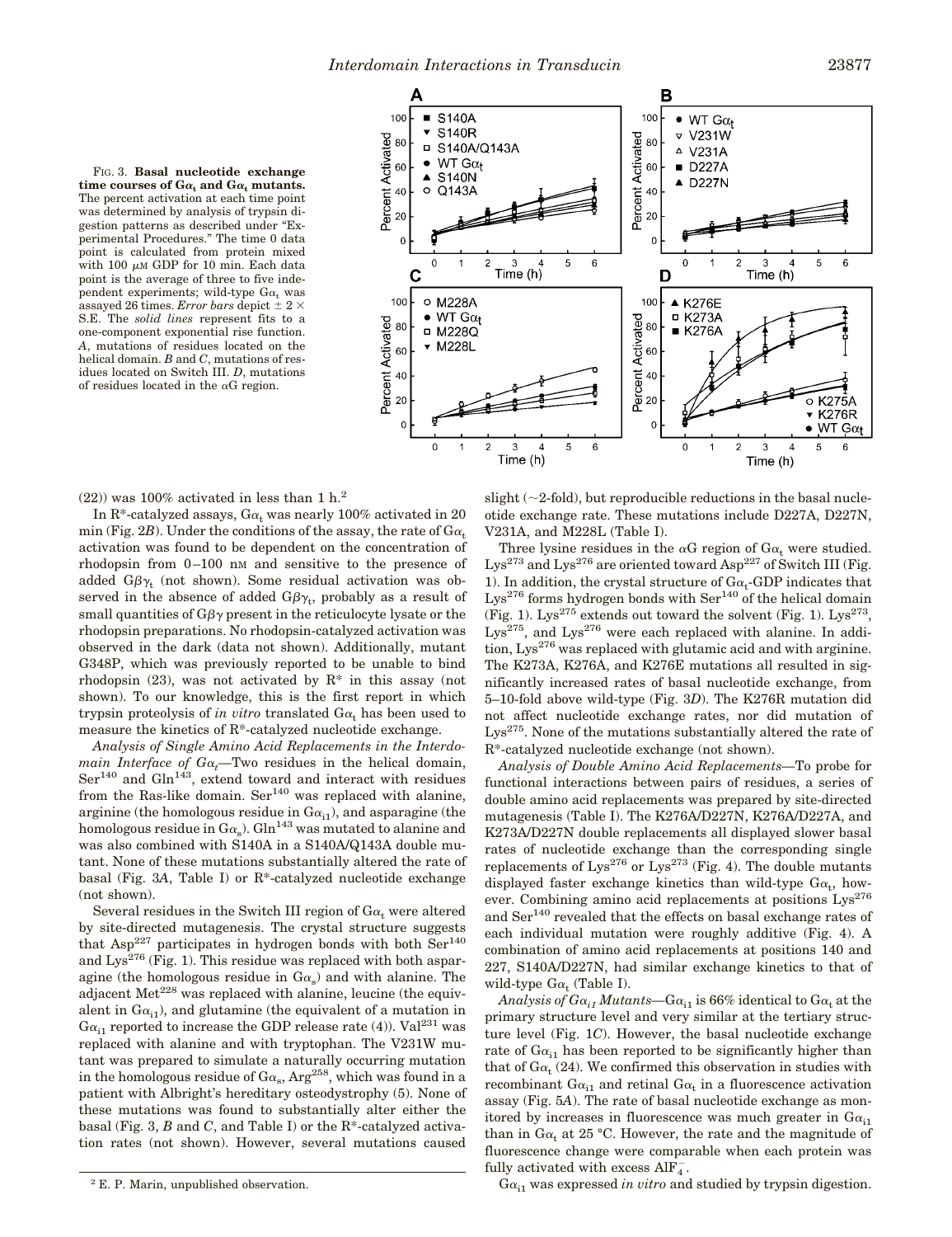FIG. 3. **Basal nucleotide exchange time courses of $G\alpha_t$ and $G\alpha_t$ mutants.** The percent activation at each time point was determined by analysis of trypsin digestion patterns as described under "Experimental Procedures." The time 0 data point is calculated from protein mixed with 100 μM GDP for 10 min. Each data point is the average of three to five independent experiments; wild-type $G\alpha_t$ was assayed 26 times. *Error bars* depict ± 2 × S.E. The *solid lines* represent fits to a one-component exponential rise function. *A*, mutations of residues located on the helical domain. *B* and *C*, mutations of residues located on Switch III. *D*, mutations of residues located in the αG region.

(22)) was 100% activated in less than 1 h.[2]

In R*-catalyzed assays, $G\alpha_t$ was nearly 100% activated in 20 min (Fig. 2*B*). Under the conditions of the assay, the rate of $G\alpha_t$ activation was found to be dependent on the concentration of rhodopsin from 0–100 nM and sensitive to the presence of added $G\beta\gamma_t$ (not shown). Some residual activation was observed in the absence of added $G\beta\gamma_t$, probably as a result of small quantities of $G\beta\gamma$ present in the reticulocyte lysate or the rhodopsin preparations. No rhodopsin-catalyzed activation was observed in the dark (data not shown). Additionally, mutant G348P, which was previously reported to be unable to bind rhodopsin (23), was not activated by R* in this assay (not shown). To our knowledge, this is the first report in which trypsin proteolysis of *in vitro* translated $G\alpha_t$ has been used to measure the kinetics of R*-catalyzed nucleotide exchange.

*Analysis of Single Amino Acid Replacements in the Interdomain Interface of $G\alpha_t$*—Two residues in the helical domain, $Ser^{140}$ and $Gln^{143}$, extend toward and interact with residues from the Ras-like domain. $Ser^{140}$ was replaced with alanine, arginine (the homologous residue in $G\alpha_{i1}$), and asparagine (the homologous residue in $G\alpha_s$). $Gln^{143}$ was mutated to alanine and was also combined with S140A in a S140A/Q143A double mutant. None of these mutations substantially altered the rate of basal (Fig. 3*A*, Table I) or R*-catalyzed nucleotide exchange (not shown).

Several residues in the Switch III region of $G\alpha_t$ were altered by site-directed mutagenesis. The crystal structure suggests that $Asp^{227}$ participates in hydrogen bonds with both $Ser^{140}$ and $Lys^{276}$ (Fig. 1). This residue was replaced with both asparagine (the homologous residue in $G\alpha_s$) and with alanine. The adjacent $Met^{228}$ was replaced with alanine, leucine (the equivalent in $G\alpha_{i1}$), and glutamine (the equivalent of a mutation in $G\alpha_{i1}$ reported to increase the GDP release rate (4)). $Val^{231}$ was replaced with alanine and with tryptophan. The V231W mutant was prepared to simulate a naturally occurring mutation in the homologous residue of $G\alpha_s$, $Arg^{258}$, which was found in a patient with Albright's hereditary osteodystrophy (5). None of these mutations was found to substantially alter either the basal (Fig. 3, *B* and *C*, and Table I) or the R*-catalyzed activation rates (not shown). However, several mutations caused slight (~2-fold), but reproducible reductions in the basal nucleotide exchange rate. These mutations include D227A, D227N, V231A, and M228L (Table I).

Three lysine residues in the αG region of $G\alpha_t$ were studied. $Lys^{273}$ and $Lys^{276}$ are oriented toward $Asp^{227}$ of Switch III (Fig. 1). In addition, the crystal structure of $G\alpha_t$-GDP indicates that $Lys^{276}$ forms hydrogen bonds with $Ser^{140}$ of the helical domain (Fig. 1). $Lys^{275}$ extends out toward the solvent (Fig. 1). $Lys^{273}$, $Lys^{275}$, and $Lys^{276}$ were each replaced with alanine. In addition, $Lys^{276}$ was replaced with glutamic acid and with arginine. The K273A, K276A, and K276E mutations all resulted in significantly increased rates of basal nucleotide exchange, from 5–10-fold above wild-type (Fig. 3*D*). The K276R mutation did not affect nucleotide exchange rates, nor did mutation of $Lys^{275}$. None of the mutations substantially altered the rate of R*-catalyzed nucleotide exchange (not shown).

*Analysis of Double Amino Acid Replacements*—To probe for functional interactions between pairs of residues, a series of double amino acid replacements was prepared by site-directed mutagenesis (Table I). The K276A/D227N, K276A/D227A, and K273A/D227N double replacements all displayed slower basal rates of nucleotide exchange than the corresponding single replacements of $Lys^{276}$ or $Lys^{273}$ (Fig. 4). The double mutants displayed faster exchange kinetics than wild-type $G\alpha_t$, however. Combining amino acid replacements at positions $Lys^{276}$ and $Ser^{140}$ revealed that the effects on basal exchange rates of each individual mutation were roughly additive (Fig. 4). A combination of amino acid replacements at positions 140 and 227, S140A/D227N, had similar exchange kinetics to that of wild-type $G\alpha_t$ (Table I).

*Analysis of $G\alpha_{i1}$ Mutants*—$G\alpha_{i1}$ is 66% identical to $G\alpha_t$ at the primary structure level and very similar at the tertiary structure level (Fig. 1*C*). However, the basal nucleotide exchange rate of $G\alpha_{i1}$ has been reported to be significantly higher than that of $G\alpha_t$ (24). We confirmed this observation in studies with recombinant $G\alpha_{i1}$ and retinal $G\alpha_t$ in a fluorescence activation assay (Fig. 5*A*). The rate of basal nucleotide exchange as monitored by increases in fluorescence was much greater in $G\alpha_{i1}$ than in $G\alpha_t$ at 25 °C. However, the rate and the magnitude of fluorescence change were comparable when each protein was fully activated with excess $AlF_4^-$.

$G\alpha_{i1}$ was expressed *in vitro* and studied by trypsin digestion.

[2] E. P. Marin, unpublished observation.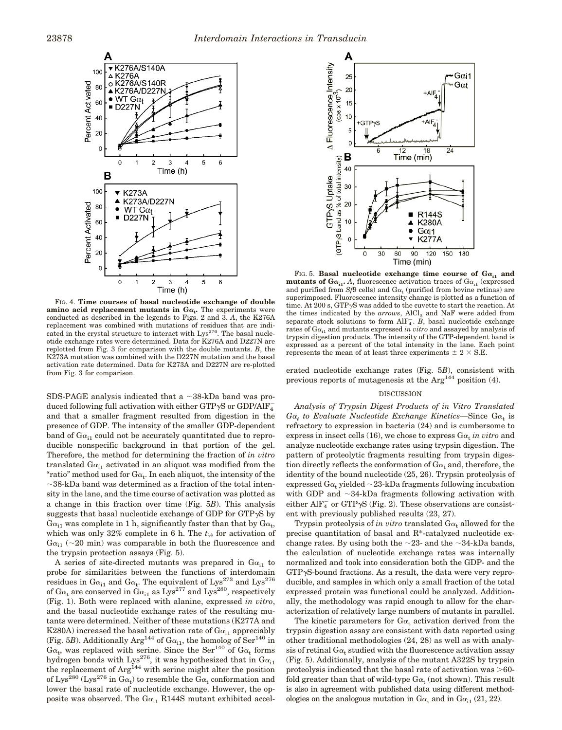FIG. 4. **Time courses of basal nucleotide exchange of double amino acid replacement mutants in $G\alpha_t$.** The experiments were conducted as described in the legends to Figs. 2 and 3. *A*, the K276A replacement was combined with mutations of residues that are indicated in the crystal structure to interact with $Lys^{276}$. The basal nucleotide exchange rates were determined. Data for K276A and D227N are replotted from Fig. 3 for comparison with the double mutants. *B*, the K273A mutation was combined with the D227N mutation and the basal activation rate determined. Data for K273A and D227N are re-plotted from Fig. 3 for comparison.

SDS-PAGE analysis indicated that a ~38-kDa band was produced following full activation with either GTPγS or GDP/$AlF_4^-$ and that a smaller fragment resulted from digestion in the presence of GDP. The intensity of the smaller GDP-dependent band of $G\alpha_{i1}$ could not be accurately quantitated due to reproducible nonspecific background in that portion of the gel. Therefore, the method for determining the fraction of *in vitro* translated $G\alpha_{i1}$ activated in an aliquot was modified from the "ratio" method used for $G\alpha_t$. In each aliquot, the intensity of the ~38-kDa band was determined as a fraction of the total intensity in the lane, and the time course of activation was plotted as a change in this fraction over time (Fig. 5*B*). This analysis suggests that basal nucleotide exchange of GDP for GTPγS by $G\alpha_{i1}$ was complete in 1 h, significantly faster than that by $G\alpha_t$, which was only 32% complete in 6 h. The $t_{1/2}$ for activation of $G\alpha_{i1}$ (~20 min) was comparable in both the fluorescence and the trypsin protection assays (Fig. 5).

A series of site-directed mutants was prepared in $G\alpha_{i1}$ to probe for similarities between the functions of interdomain residues in $G\alpha_{i1}$ and $G\alpha_t$. The equivalent of $Lys^{273}$ and $Lys^{276}$ of $G\alpha_t$ are conserved in $G\alpha_{i1}$ as $Lys^{277}$ and $Lys^{280}$, respectively (Fig. 1). Both were replaced with alanine, expressed *in vitro*, and the basal nucleotide exchange rates of the resulting mutants were determined. Neither of these mutations (K277A and K280A) increased the basal activation rate of $G\alpha_{i1}$ appreciably (Fig. 5*B*). Additionally $Arg^{144}$ of $G\alpha_{i1}$, the homolog of $Ser^{140}$ in $G\alpha_t$, was replaced with serine. Since the $Ser^{140}$ of $G\alpha_t$ forms hydrogen bonds with $Lys^{276}$, it was hypothesized that in $G\alpha_{i1}$ the replacement of $Arg^{144}$ with serine might alter the position of $Lys^{280}$ ($Lys^{276}$ in $G\alpha_t$) to resemble the $G\alpha_t$ conformation and lower the basal rate of nucleotide exchange. However, the opposite was observed. The $G\alpha_{i1}$ R144S mutant exhibited accelerated nucleotide exchange rates (Fig. 5*B*), consistent with previous reports of mutagenesis at the $Arg^{144}$ position (4).

FIG. 5. **Basal nucleotide exchange time course of $G\alpha_{i1}$ and mutants of $G\alpha_{i1}$.** *A*, fluorescence activation traces of $G\alpha_{i1}$ (expressed and purified from *Sf*9 cells) and $G\alpha_t$ (purified from bovine retinas) are superimposed. Fluorescence intensity change is plotted as a function of time. At 200 s, GTPγS was added to the cuvette to start the reaction. At the times indicated by the *arrows*, $AlCl_3$ and NaF were added from separate stock solutions to form $AlF_4^-$. *B*, basal nucleotide exchange rates of $G\alpha_{i1}$ and mutants expressed *in vitro* and assayed by analysis of trypsin digestion products. The intensity of the GTP-dependent band is expressed as a percent of the total intensity in the lane. Each point represents the mean of at least three experiments ± 2 × S.E.

## DISCUSSION

*Analysis of Trypsin Digest Products of in Vitro Translated $G\alpha_t$ to Evaluate Nucleotide Exchange Kinetics*—Since $G\alpha_t$ is refractory to expression in bacteria (24) and is cumbersome to express in insect cells (16), we chose to express $G\alpha_t$ *in vitro* and analyze nucleotide exchange rates using trypsin digestion. The pattern of proteolytic fragments resulting from trypsin digestion directly reflects the conformation of $G\alpha_t$ and, therefore, the identity of the bound nucleotide (25, 26). Trypsin proteolysis of expressed $G\alpha_t$ yielded ~23-kDa fragments following incubation with GDP and ~34-kDa fragments following activation with either $AlF_4^-$ or GTPγS (Fig. 2). These observations are consistent with previously published results (23, 27).

Trypsin proteolysis of *in vitro* translated $G\alpha_t$ allowed for the precise quantitation of basal and R*-catalyzed nucleotide exchange rates. By using both the ~23- and the ~34-kDa bands, the calculation of nucleotide exchange rates was internally normalized and took into consideration both the GDP- and the GTPγS-bound fractions. As a result, the data were very reproducible, and samples in which only a small fraction of the total expressed protein was functional could be analyzed. Additionally, the methodology was rapid enough to allow for the characterization of relatively large numbers of mutants in parallel.

The kinetic parameters for $G\alpha_t$ activation derived from the trypsin digestion assay are consistent with data reported using other traditional methodologies (24, 28) as well as with analysis of retinal $G\alpha_t$ studied with the fluorescence activation assay (Fig. 5). Additionally, analysis of the mutant A322S by trypsin proteolysis indicated that the basal rate of activation was >60-fold greater than that of wild-type $G\alpha_t$ (not shown). This result is also in agreement with published data using different methodologies on the analogous mutation in $G\alpha_s$ and in $G\alpha_{i1}$ (21, 22).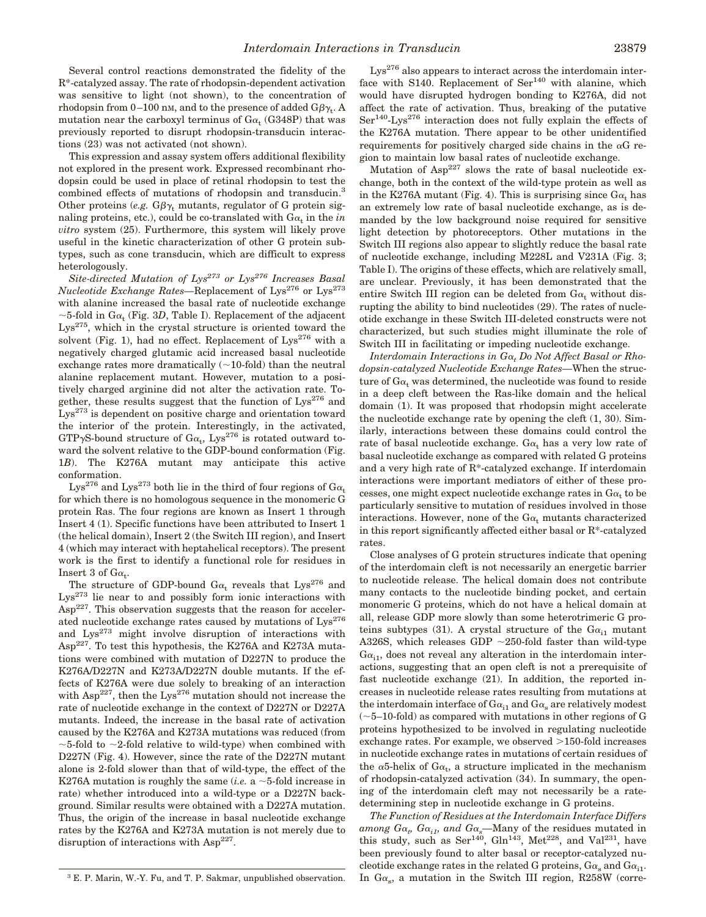Several control reactions demonstrated the fidelity of the R*-catalyzed assay. The rate of rhodopsin-dependent activation was sensitive to light (not shown), to the concentration of rhodopsin from 0–100 nM, and to the presence of added $G\beta\gamma_t$. A mutation near the carboxyl terminus of $G\alpha_t$ (G348P) that was previously reported to disrupt rhodopsin-transducin interactions (23) was not activated (not shown).

This expression and assay system offers additional flexibility not explored in the present work. Expressed recombinant rhodopsin could be used in place of retinal rhodopsin to test the combined effects of mutations of rhodopsin and transducin.[3] Other proteins (*e.g.* $G\beta\gamma_t$ mutants, regulator of G protein signaling proteins, etc.), could be co-translated with $G\alpha_t$ in the *in vitro* system (25). Furthermore, this system will likely prove useful in the kinetic characterization of other G protein subtypes, such as cone transducin, which are difficult to express heterologously.

*Site-directed Mutation of Lys[273] or Lys[276] Increases Basal Nucleotide Exchange Rates*—Replacement of Lys[276] or Lys[273] with alanine increased the basal rate of nucleotide exchange ~5-fold in $G\alpha_t$ (Fig. 3*D*, Table I). Replacement of the adjacent Lys[275], which in the crystal structure is oriented toward the solvent (Fig. 1), had no effect. Replacement of Lys[276] with a negatively charged glutamic acid increased basal nucleotide exchange rates more dramatically (~10-fold) than the neutral alanine replacement mutant. However, mutation to a positively charged arginine did not alter the activation rate. Together, these results suggest that the function of Lys[276] and Lys[273] is dependent on positive charge and orientation toward the interior of the protein. Interestingly, in the activated, GTPγS-bound structure of $G\alpha_t$, Lys[276] is rotated outward toward the solvent relative to the GDP-bound conformation (Fig. 1*B*). The K276A mutant may anticipate this active conformation.

Lys[276] and Lys[273] both lie in the third of four regions of $G\alpha_t$ for which there is no homologous sequence in the monomeric G protein Ras. The four regions are known as Insert 1 through Insert 4 (1). Specific functions have been attributed to Insert 1 (the helical domain), Insert 2 (the Switch III region), and Insert 4 (which may interact with heptahelical receptors). The present work is the first to identify a functional role for residues in Insert 3 of $G\alpha_t$.

The structure of GDP-bound $G\alpha_t$ reveals that Lys[276] and Lys[273] lie near to and possibly form ionic interactions with Asp[227]. This observation suggests that the reason for accelerated nucleotide exchange rates caused by mutations of Lys[276] and Lys[273] might involve disruption of interactions with Asp[227]. To test this hypothesis, the K276A and K273A mutations were combined with mutation of D227N to produce the K276A/D227N and K273A/D227N double mutants. If the effects of K276A were due solely to breaking of an interaction with Asp[227], then the Lys[276] mutation should not increase the rate of nucleotide exchange in the context of D227N or D227A mutants. Indeed, the increase in the basal rate of activation caused by the K276A and K273A mutations was reduced (from ~5-fold to ~2-fold relative to wild-type) when combined with D227N (Fig. 4). However, since the rate of the D227N mutant alone is 2-fold slower than that of wild-type, the effect of the K276A mutation is roughly the same (*i.e.* a ~5-fold increase in rate) whether introduced into a wild-type or a D227N background. Similar results were obtained with a D227A mutation. Thus, the origin of the increase in basal nucleotide exchange rates by the K276A and K273A mutation is not merely due to disruption of interactions with Asp[227].

Lys[276] also appears to interact across the interdomain interface with S140. Replacement of Ser[140] with alanine, which would have disrupted hydrogen bonding to K276A, did not affect the rate of activation. Thus, breaking of the putative Ser[140]-Lys[276] interaction does not fully explain the effects of the K276A mutation. There appear to be other unidentified requirements for positively charged side chains in the αG region to maintain low basal rates of nucleotide exchange.

Mutation of Asp[227] slows the rate of basal nucleotide exchange, both in the context of the wild-type protein as well as in the K276A mutant (Fig. 4). This is surprising since $G\alpha_t$ has an extremely low rate of basal nucleotide exchange, as is demanded by the low background noise required for sensitive light detection by photoreceptors. Other mutations in the Switch III regions also appear to slightly reduce the basal rate of nucleotide exchange, including M228L and V231A (Fig. 3; Table I). The origins of these effects, which are relatively small, are unclear. Previously, it has been demonstrated that the entire Switch III region can be deleted from $G\alpha_t$ without disrupting the ability to bind nucleotides (29). The rates of nucleotide exchange in these Switch III-deleted constructs were not characterized, but such studies might illuminate the role of Switch III in facilitating or impeding nucleotide exchange.

*Interdomain Interactions in $G\alpha_t$ Do Not Affect Basal or Rhodopsin-catalyzed Nucleotide Exchange Rates*—When the structure of $G\alpha_t$ was determined, the nucleotide was found to reside in a deep cleft between the Ras-like domain and the helical domain (1). It was proposed that rhodopsin might accelerate the nucleotide exchange rate by opening the cleft (1, 30). Similarly, interactions between these domains could control the rate of basal nucleotide exchange. $G\alpha_t$ has a very low rate of basal nucleotide exchange as compared with related G proteins and a very high rate of R*-catalyzed exchange. If interdomain interactions were important mediators of either of these processes, one might expect nucleotide exchange rates in $G\alpha_t$ to be particularly sensitive to mutation of residues involved in those interactions. However, none of the $G\alpha_t$ mutants characterized in this report significantly affected either basal or R*-catalyzed rates.

Close analyses of G protein structures indicate that opening of the interdomain cleft is not necessarily an energetic barrier to nucleotide release. The helical domain does not contribute many contacts to the nucleotide binding pocket, and certain monomeric G proteins, which do not have a helical domain at all, release GDP more slowly than some heterotrimeric G proteins subtypes (31). A crystal structure of the $G\alpha_{i1}$ mutant A326S, which releases GDP ~250-fold faster than wild-type $G\alpha_{i1}$, does not reveal any alteration in the interdomain interactions, suggesting that an open cleft is not a prerequisite of fast nucleotide exchange (21). In addition, the reported increases in nucleotide release rates resulting from mutations at the interdomain interface of $G\alpha_{i1}$ and $G\alpha_s$ are relatively modest (~5–10-fold) as compared with mutations in other regions of G proteins hypothesized to be involved in regulating nucleotide exchange rates. For example, we observed >150-fold increases in nucleotide exchange rates in mutations of certain residues of the α5-helix of $G\alpha_t$, a structure implicated in the mechanism of rhodopsin-catalyzed activation (34). In summary, the opening of the interdomain cleft may not necessarily be a rate-determining step in nucleotide exchange in G proteins.

*The Function of Residues at the Interdomain Interface Differs among $G\alpha_t$, $G\alpha_{i1}$, and $G\alpha_s$*—Many of the residues mutated in this study, such as Ser[140], Gln[143], Met[228], and Val[231], have been previously found to alter basal or receptor-catalyzed nucleotide exchange rates in the related G proteins, $G\alpha_s$ and $G\alpha_{i1}$. In $G\alpha_s$, a mutation in the Switch III region, R258W (corre-

[3] E. P. Marin, W.-Y. Fu, and T. P. Sakmar, unpublished observation.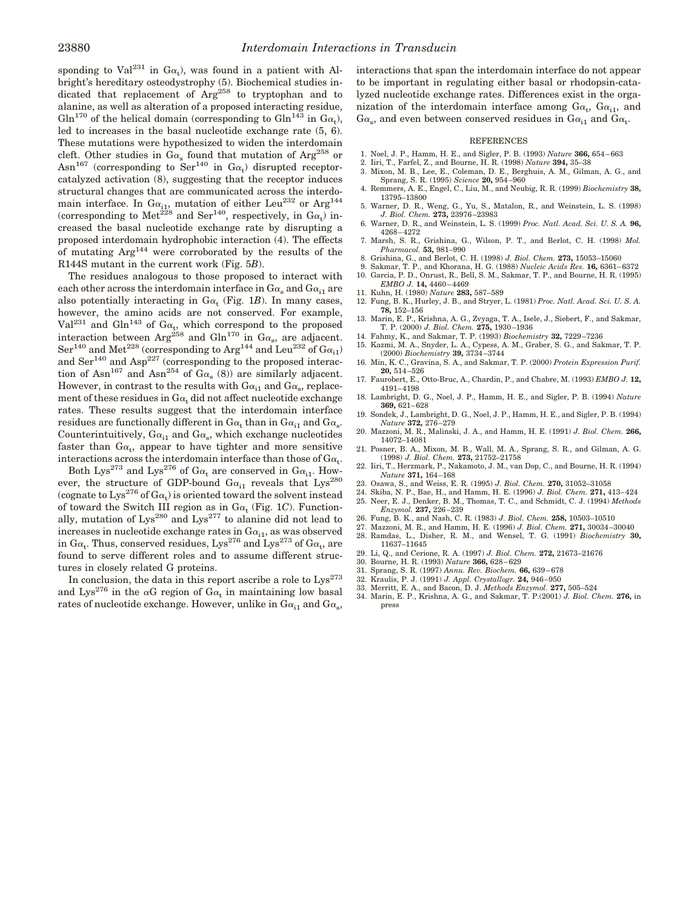sponding to $Val^{231}$ in $G\alpha_t$), was found in a patient with Albright's hereditary osteodystrophy (5). Biochemical studies indicated that replacement of $Arg^{258}$ to tryptophan and to alanine, as well as alteration of a proposed interacting residue, $Gln^{170}$ of the helical domain (corresponding to $Gln^{143}$ in $G\alpha_t$), led to increases in the basal nucleotide exchange rate (5, 6). These mutations were hypothesized to widen the interdomain cleft. Other studies in $G\alpha_s$ found that mutation of $Arg^{258}$ or $Asn^{167}$ (corresponding to $Ser^{140}$ in $G\alpha_t$) disrupted receptor-catalyzed activation (8), suggesting that the receptor induces structural changes that are communicated across the interdomain interface. In $G\alpha_{i1}$, mutation of either $Leu^{232}$ or $Arg^{144}$ (corresponding to $Met^{228}$ and $Ser^{140}$, respectively, in $G\alpha_t$) increased the basal nucleotide exchange rate by disrupting a proposed interdomain hydrophobic interaction (4). The effects of mutating $Arg^{144}$ were corroborated by the results of the R144S mutant in the current work (Fig. 5*B*).

The residues analogous to those proposed to interact with each other across the interdomain interface in $G\alpha_s$ and $G\alpha_{i1}$ are also potentially interacting in $G\alpha_t$ (Fig. 1*B*). In many cases, however, the amino acids are not conserved. For example, $Val^{231}$ and $Gln^{143}$ of $G\alpha_t$, which correspond to the proposed interaction between $Arg^{258}$ and $Gln^{170}$ in $G\alpha_s$, are adjacent. $Ser^{140}$ and $Met^{228}$ (corresponding to $Arg^{144}$ and $Leu^{232}$ of $G\alpha_{i1}$) and $Ser^{140}$ and $Asp^{227}$ (corresponding to the proposed interaction of $Asn^{167}$ and $Asn^{254}$ of $G\alpha_s$ (8)) are similarly adjacent. However, in contrast to the results with $G\alpha_{i1}$ and $G\alpha_s$, replacement of these residues in $G\alpha_t$ did not affect nucleotide exchange rates. These results suggest that the interdomain interface residues are functionally different in $G\alpha_t$ than in $G\alpha_{i1}$ and $G\alpha_s$. Counterintuitively, $G\alpha_{i1}$ and $G\alpha_s$, which exchange nucleotides faster than $G\alpha_t$, appear to have tighter and more sensitive interactions across the interdomain interface than those of $G\alpha_t$.

Both $Lys^{273}$ and $Lys^{276}$ of $G\alpha_t$ are conserved in $G\alpha_{i1}$. However, the structure of GDP-bound $G\alpha_{i1}$ reveals that $Lys^{280}$ (cognate to $Lys^{276}$ of $G\alpha_t$) is oriented toward the solvent instead of toward the Switch III region as in $G\alpha_t$ (Fig. 1*C*). Functionally, mutation of $Lys^{280}$ and $Lys^{277}$ to alanine did not lead to increases in nucleotide exchange rates in $G\alpha_{i1}$, as was observed in $G\alpha_t$. Thus, conserved residues, $Lys^{276}$ and $Lys^{273}$ of $G\alpha_t$, are found to serve different roles and to assume different structures in closely related G proteins.

In conclusion, the data in this report ascribe a role to $Lys^{273}$ and $Lys^{276}$ in the αG region of $G\alpha_t$ in maintaining low basal rates of nucleotide exchange. However, unlike in $G\alpha_{i1}$ and $G\alpha_s$, interactions that span the interdomain interface do not appear to be important in regulating either basal or rhodopsin-catalyzed nucleotide exchange rates. Differences exist in the organization of the interdomain interface among $G\alpha_t$, $G\alpha_{i1}$, and $G\alpha_s$, and even between conserved residues in $G\alpha_{i1}$ and $G\alpha_t$.

## REFERENCES

1. Noel, J. P., Hamm, H. E., and Sigler, P. B. (1993) *Nature* **366,** 654–663
2. Iiri, T., Farfel, Z., and Bourne, H. R. (1998) *Nature* **394,** 35–38
3. Mixon, M. B., Lee, E., Coleman, D. E., Berghuis, A. M., Gilman, A. G., and Sprang, S. R. (1995) *Science* **20,** 954–960
4. Remmers, A. E., Engel, C., Liu, M., and Neubig, R. R. (1999) *Biochemistry* **38,** 13795–13800
5. Warner, D. R., Weng, G., Yu, S., Matalon, R., and Weinstein, L. S. (1998) *J. Biol. Chem.* **273,** 23976–23983
6. Warner, D. R., and Weinstein, L. S. (1999) *Proc. Natl. Acad. Sci. U. S. A.* **96,** 4268–4272
7. Marsh, S. R., Grishina, G., Wilson, P. T., and Berlot, C. H. (1998) *Mol. Pharmacol.* **53,** 981–990
8. Grishina, G., and Berlot, C. H. (1998) *J. Biol. Chem.* **273,** 15053–15060
9. Sakmar, T. P., and Khorana, H. G. (1988) *Nucleic Acids Res.* **16,** 6361–6372
10. Garcia, P. D., Onrust, R., Bell, S. M., Sakmar, T. P., and Bourne, H. R. (1995) *EMBO J.* **14,** 4460–4469
11. Kuhn, H. (1980) *Nature* **283,** 587–589
12. Fung, B. K., Hurley, J. B., and Stryer, L. (1981) *Proc. Natl. Acad. Sci. U. S. A.* **78,** 152–156
13. Marin, E. P., Krishna, A. G., Zvyaga, T. A., Isele, J., Siebert, F., and Sakmar, T. P. (2000) *J. Biol. Chem.* **275,** 1930–1936
14. Fahmy, K., and Sakmar, T. P. (1993) *Biochemistry* **32,** 7229–7236
15. Kazmi, M. A., Snyder, L. A., Cypess, A. M., Graber, S. G., and Sakmar, T. P. (2000) *Biochemistry* **39,** 3734–3744
16. Min, K. C., Gravina, S. A., and Sakmar, T. P. (2000) *Protein Expression Purif.* **20,** 514–526
17. Faurobert, E., Otto-Bruc, A., Chardin, P., and Chabre, M. (1993) *EMBO J.* **12,** 4191–4198
18. Lambright, D. G., Noel, J. P., Hamm, H. E., and Sigler, P. B. (1994) *Nature* **369,** 621–628
19. Sondek, J., Lambright, D. G., Noel, J. P., Hamm, H. E., and Sigler, P. B. (1994) *Nature* **372,** 276–279
20. Mazzoni, M. R., Malinski, J. A., and Hamm, H. E. (1991) *J. Biol. Chem.* **266,** 14072–14081
21. Posner, B. A., Mixon, M. B., Wall, M. A., Sprang, S. R., and Gilman, A. G. (1998) *J. Biol. Chem.* **273,** 21752–21758
22. Iiri, T., Herzmark, P., Nakamoto, J. M., van Dop, C., and Bourne, H. R. (1994) *Nature* **371,** 164–168
23. Osawa, S., and Weiss, E. R. (1995) *J. Biol. Chem.* **270,** 31052–31058
24. Skiba, N. P., Bae, H., and Hamm, H. E. (1996) *J. Biol. Chem.* **271,** 413–424
25. Neer, E. J., Denker, B. M., Thomas, T. C., and Schmidt, C. J. (1994) *Methods Enzymol.* **237,** 226–239
26. Fung, B. K., and Nash, C. R. (1983) *J. Biol. Chem.* **258,** 10503–10510
27. Mazzoni, M. R., and Hamm, H. E. (1996) *J. Biol. Chem.* **271,** 30034–30040
28. Ramdas, L., Disher, R. M., and Wensel, T. G. (1991) *Biochemistry* **30,** 11637–11645
29. Li, Q., and Cerione, R. A. (1997) *J. Biol. Chem.* **272,** 21673–21676
30. Bourne, H. R. (1993) *Nature* **366,** 628–629
31. Sprang, S. R. (1997) *Annu. Rev. Biochem.* **66,** 639–678
32. Kraulis, P. J. (1991) *J. Appl. Crystallogr.* **24,** 946–950
33. Merritt, E. A., and Bacon, D. J. *Methods Enzymol.* **277,** 505–524
34. Marin, E. P., Krishna, A. G., and Sakmar, T. P.(2001) *J. Biol. Chem.* **276,** in press